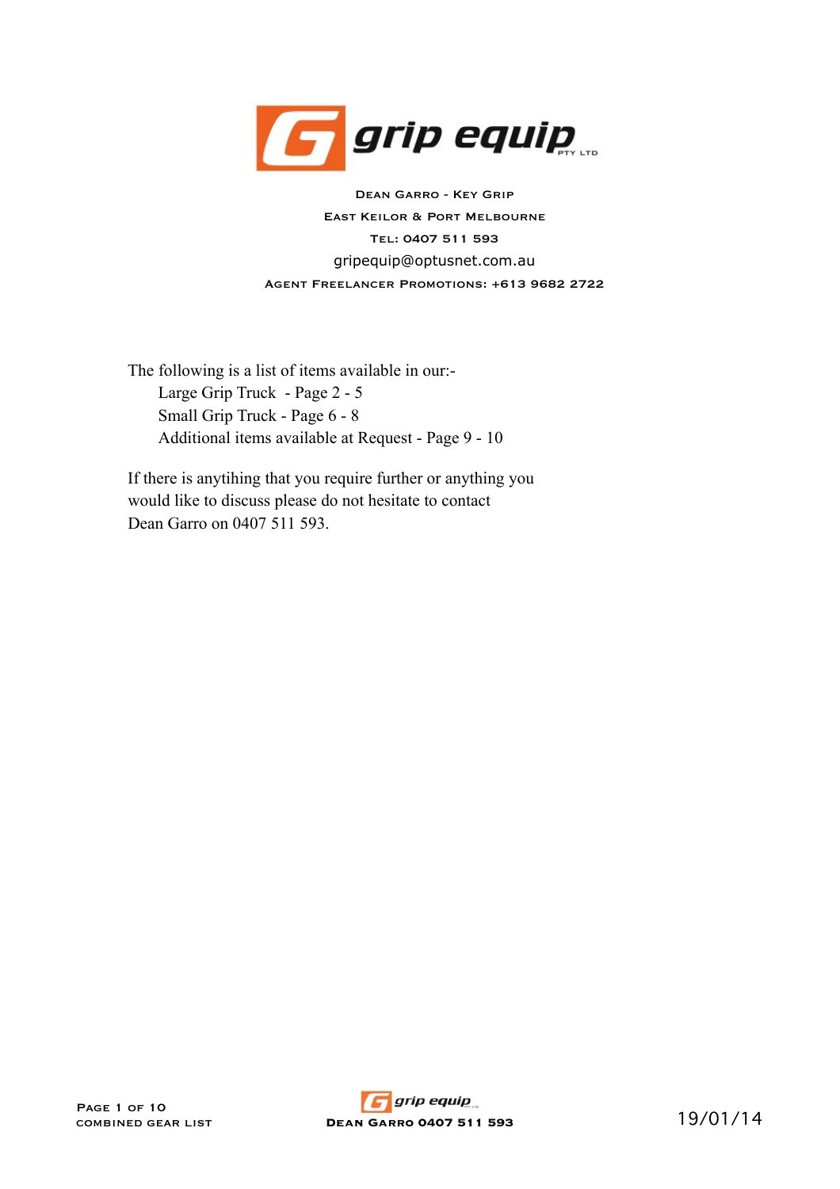# grip equip PTY LTD

**Dean Garro - Key Grip**

**East Keilor & Port Melbourne**

**Tel: 0407 511 593**

gripequip@optusnet.com.au

**Agent Freelancer Promotions: +613 9682 2722**

The following is a list of items available in our:-

- Large Grip Truck - Page 2 - 5
- Small Grip Truck - Page 6 - 8
- Additional items available at Request - Page 9 - 10

If there is anytihing that you require further or anything you would like to discuss please do not hesitate to contact Dean Garro on 0407 511 593.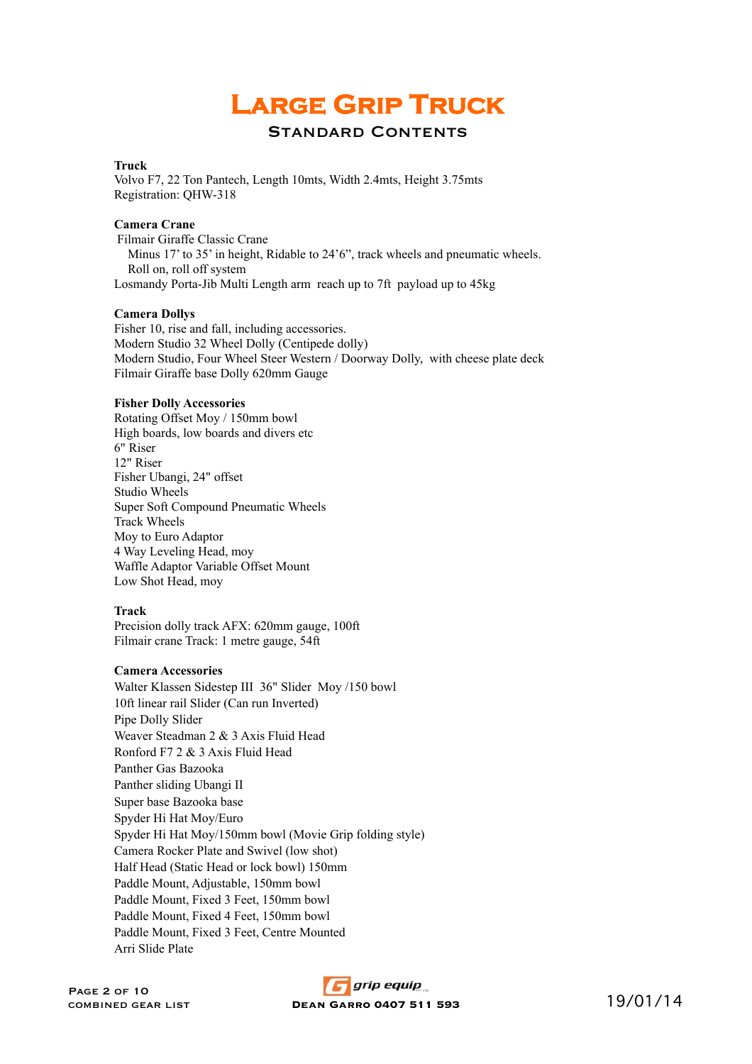# Large Grip Truck

## Standard Contents

**Truck**
Volvo F7, 22 Ton Pantech, Length 10mts, Width 2.4mts, Height 3.75mts
Registration: QHW-318

**Camera Crane**
Filmair Giraffe Classic Crane
Minus 17' to 35' in height, Ridable to 24'6", track wheels and pneumatic wheels.
Roll on, roll off system
Losmandy Porta-Jib Multi Length arm reach up to 7ft payload up to 45kg

**Camera Dollys**
Fisher 10, rise and fall, including accessories.
Modern Studio 32 Wheel Dolly (Centipede dolly)
Modern Studio, Four Wheel Steer Western / Doorway Dolly, with cheese plate deck
Filmair Giraffe base Dolly 620mm Gauge

**Fisher Dolly Accessories**
Rotating Offset Moy / 150mm bowl
High boards, low boards and divers etc
6" Riser
12" Riser
Fisher Ubangi, 24" offset
Studio Wheels
Super Soft Compound Pneumatic Wheels
Track Wheels
Moy to Euro Adaptor
4 Way Leveling Head, moy
Waffle Adaptor Variable Offset Mount
Low Shot Head, moy

**Track**
Precision dolly track AFX: 620mm gauge, 100ft
Filmair crane Track: 1 metre gauge, 54ft

**Camera Accessories**
Walter Klassen Sidestep III 36" Slider Moy /150 bowl
10ft linear rail Slider (Can run Inverted)
Pipe Dolly Slider
Weaver Steadman 2 & 3 Axis Fluid Head
Ronford F7 2 & 3 Axis Fluid Head
Panther Gas Bazooka
Panther sliding Ubangi II
Super base Bazooka base
Spyder Hi Hat Moy/Euro
Spyder Hi Hat Moy/150mm bowl (Movie Grip folding style)
Camera Rocker Plate and Swivel (low shot)
Half Head (Static Head or lock bowl) 150mm
Paddle Mount, Adjustable, 150mm bowl
Paddle Mount, Fixed 3 Feet, 150mm bowl
Paddle Mount, Fixed 4 Feet, 150mm bowl
Paddle Mount, Fixed 3 Feet, Centre Mounted
Arri Slide Plate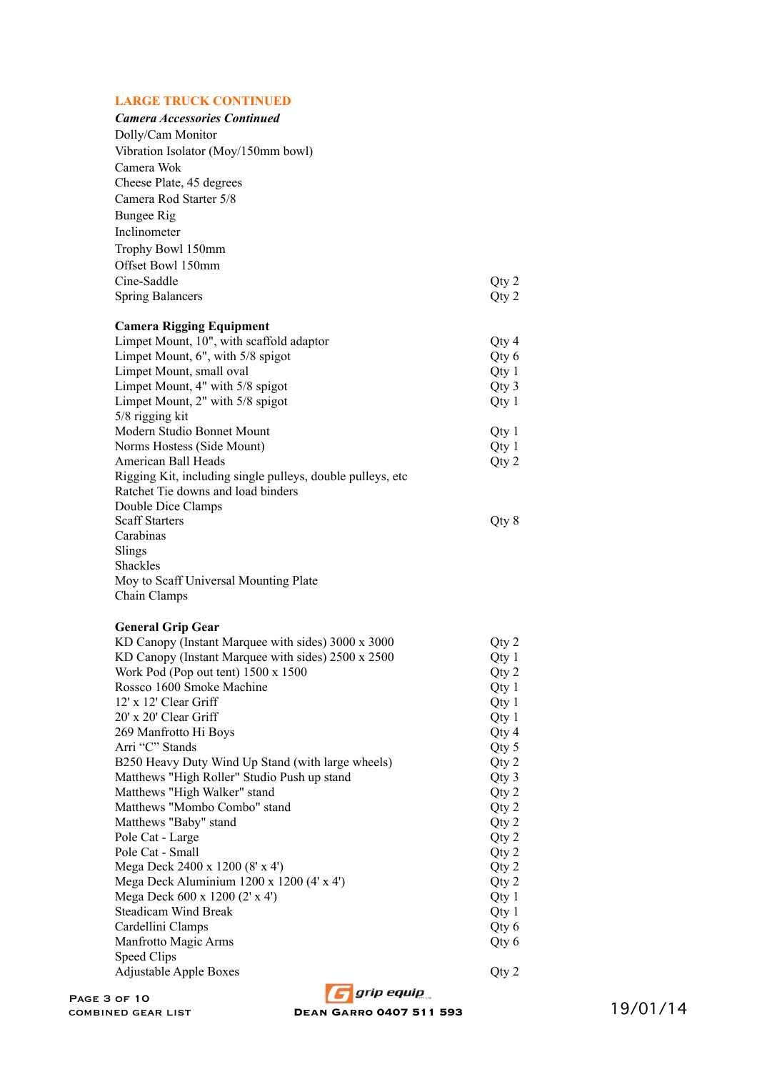## LARGE TRUCK CONTINUED

***Camera Accessories Continued***

| | |
|---|---|
| Dolly/Cam Monitor | |
| Vibration Isolator (Moy/150mm bowl) | |
| Camera Wok | |
| Cheese Plate, 45 degrees | |
| Camera Rod Starter 5/8 | |
| Bungee Rig | |
| Inclinometer | |
| Trophy Bowl 150mm | |
| Offset Bowl 150mm | |
| Cine-Saddle | Qty 2 |
| Spring Balancers | Qty 2 |

**Camera Rigging Equipment**

| | |
|---|---|
| Limpet Mount, 10", with scaffold adaptor | Qty 4 |
| Limpet Mount, 6", with 5/8 spigot | Qty 6 |
| Limpet Mount, small oval | Qty 1 |
| Limpet Mount, 4" with 5/8 spigot | Qty 3 |
| Limpet Mount, 2" with 5/8 spigot | Qty 1 |
| 5/8 rigging kit | |
| Modern Studio Bonnet Mount | Qty 1 |
| Norms Hostess (Side Mount) | Qty 1 |
| American Ball Heads | Qty 2 |
| Rigging Kit, including single pulleys, double pulleys, etc | |
| Ratchet Tie downs and load binders | |
| Double Dice Clamps | |
| Scaff Starters | Qty 8 |
| Carabinas | |
| Slings | |
| Shackles | |
| Moy to Scaff Universal Mounting Plate | |
| Chain Clamps | |

**General Grip Gear**

| | |
|---|---|
| KD Canopy (Instant Marquee with sides) 3000 x 3000 | Qty 2 |
| KD Canopy (Instant Marquee with sides) 2500 x 2500 | Qty 1 |
| Work Pod (Pop out tent) 1500 x 1500 | Qty 2 |
| Rossco 1600 Smoke Machine | Qty 1 |
| 12' x 12' Clear Griff | Qty 1 |
| 20' x 20' Clear Griff | Qty 1 |
| 269 Manfrotto Hi Boys | Qty 4 |
| Arri "C" Stands | Qty 5 |
| B250 Heavy Duty Wind Up Stand (with large wheels) | Qty 2 |
| Matthews "High Roller" Studio Push up stand | Qty 3 |
| Matthews "High Walker" stand | Qty 2 |
| Matthews "Mombo Combo" stand | Qty 2 |
| Matthews "Baby" stand | Qty 2 |
| Pole Cat - Large | Qty 2 |
| Pole Cat - Small | Qty 2 |
| Mega Deck 2400 x 1200 (8' x 4') | Qty 2 |
| Mega Deck Aluminium 1200 x 1200 (4' x 4') | Qty 2 |
| Mega Deck 600 x 1200 (2' x 4') | Qty 1 |
| Steadicam Wind Break | Qty 1 |
| Cardellini Clamps | Qty 6 |
| Manfrotto Magic Arms | Qty 6 |
| Speed Clips | |
| Adjustable Apple Boxes | Qty 2 |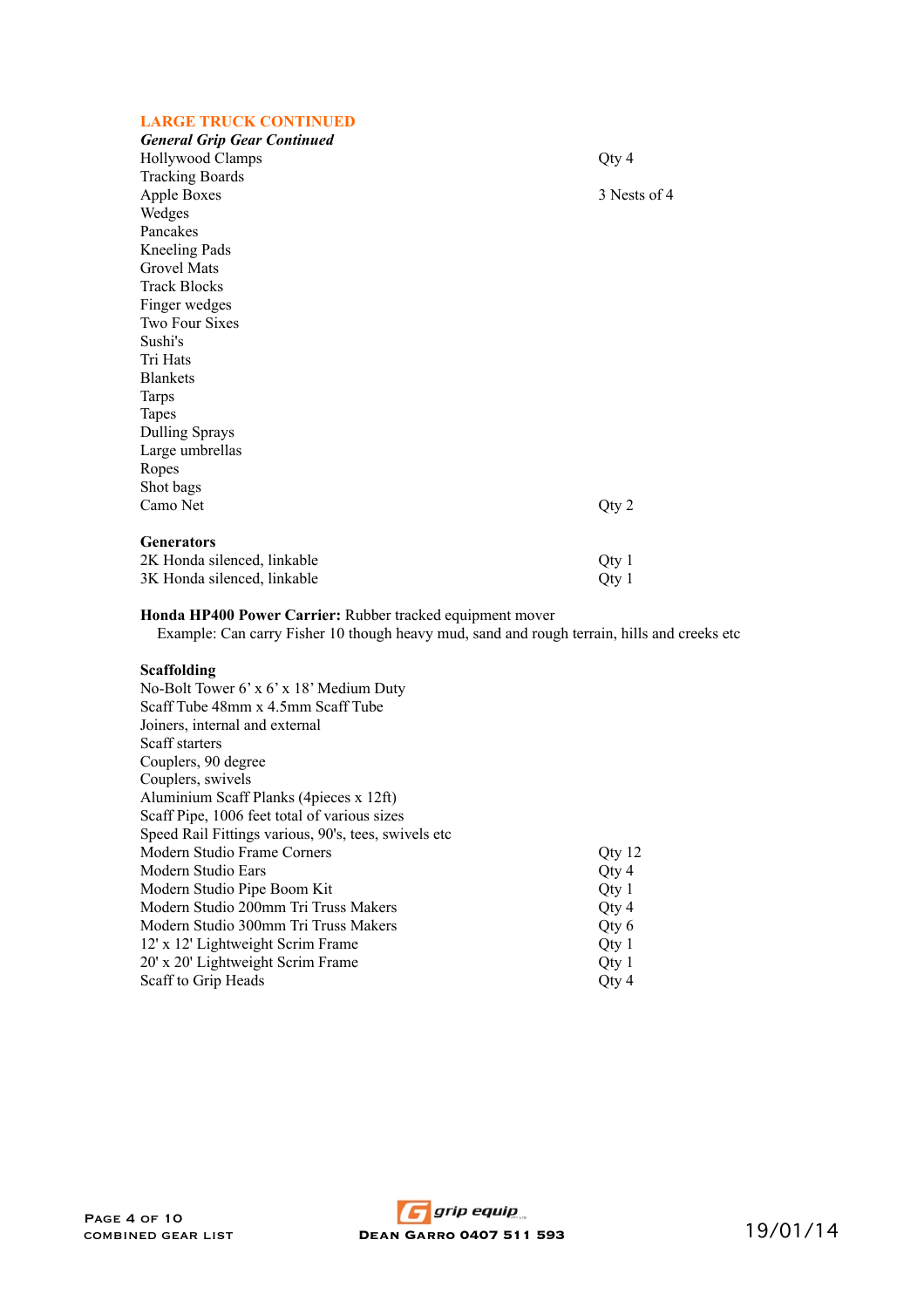## LARGE TRUCK CONTINUED

***General Grip Gear Continued***

| Item | Qty |
|---|---|
| Hollywood Clamps | Qty 4 |
| Tracking Boards | |
| Apple Boxes | 3 Nests of 4 |
| Wedges | |
| Pancakes | |
| Kneeling Pads | |
| Grovel Mats | |
| Track Blocks | |
| Finger wedges | |
| Two Four Sixes | |
| Sushi's | |
| Tri Hats | |
| Blankets | |
| Tarps | |
| Tapes | |
| Dulling Sprays | |
| Large umbrellas | |
| Ropes | |
| Shot bags | |
| Camo Net | Qty 2 |

**Generators**

| Item | Qty |
|---|---|
| 2K Honda silenced, linkable | Qty 1 |
| 3K Honda silenced, linkable | Qty 1 |

**Honda HP400 Power Carrier:** Rubber tracked equipment mover
Example: Can carry Fisher 10 though heavy mud, sand and rough terrain, hills and creeks etc

**Scaffolding**

| Item | Qty |
|---|---|
| No-Bolt Tower 6' x 6' x 18' Medium Duty | |
| Scaff Tube 48mm x 4.5mm Scaff Tube | |
| Joiners, internal and external | |
| Scaff starters | |
| Couplers, 90 degree | |
| Couplers, swivels | |
| Aluminium Scaff Planks (4pieces x 12ft) | |
| Scaff Pipe, 1006 feet total of various sizes | |
| Speed Rail Fittings various, 90's, tees, swivels etc | |
| Modern Studio Frame Corners | Qty 12 |
| Modern Studio Ears | Qty 4 |
| Modern Studio Pipe Boom Kit | Qty 1 |
| Modern Studio 200mm Tri Truss Makers | Qty 4 |
| Modern Studio 300mm Tri Truss Makers | Qty 6 |
| 12' x 12' Lightweight Scrim Frame | Qty 1 |
| 20' x 20' Lightweight Scrim Frame | Qty 1 |
| Scaff to Grip Heads | Qty 4 |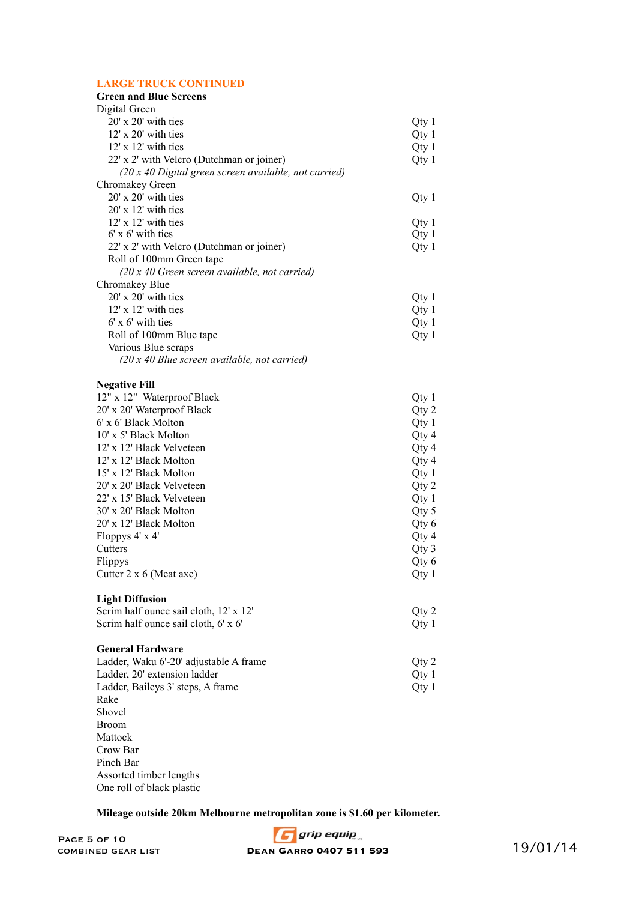## LARGE TRUCK CONTINUED

### Green and Blue Screens

| Item | Qty |
|---|---|
| **Digital Green** | |
| 20' x 20' with ties | Qty 1 |
| 12' x 20' with ties | Qty 1 |
| 12' x 12' with ties | Qty 1 |
| 22' x 2' with Velcro (Dutchman or joiner) | Qty 1 |
| *(20 x 40 Digital green screen available, not carried)* | |
| **Chromakey Green** | |
| 20' x 20' with ties | Qty 1 |
| 20' x 12' with ties | |
| 12' x 12' with ties | Qty 1 |
| 6' x 6' with ties | Qty 1 |
| 22' x 2' with Velcro (Dutchman or joiner) | Qty 1 |
| Roll of 100mm Green tape | |
| *(20 x 40 Green screen available, not carried)* | |
| **Chromakey Blue** | |
| 20' x 20' with ties | Qty 1 |
| 12' x 12' with ties | Qty 1 |
| 6' x 6' with ties | Qty 1 |
| Roll of 100mm Blue tape | Qty 1 |
| Various Blue scraps | |
| *(20 x 40 Blue screen available, not carried)* | |

### Negative Fill

| Item | Qty |
|---|---|
| 12" x 12" Waterproof Black | Qty 1 |
| 20' x 20' Waterproof Black | Qty 2 |
| 6' x 6' Black Molton | Qty 1 |
| 10' x 5' Black Molton | Qty 4 |
| 12' x 12' Black Velveteen | Qty 4 |
| 12' x 12' Black Molton | Qty 4 |
| 15' x 12' Black Molton | Qty 1 |
| 20' x 20' Black Velveteen | Qty 2 |
| 22' x 15' Black Velveteen | Qty 1 |
| 30' x 20' Black Molton | Qty 5 |
| 20' x 12' Black Molton | Qty 6 |
| Floppys 4' x 4' | Qty 4 |
| Cutters | Qty 3 |
| Flippys | Qty 6 |
| Cutter 2 x 6 (Meat axe) | Qty 1 |

### Light Diffusion

| Item | Qty |
|---|---|
| Scrim half ounce sail cloth, 12' x 12' | Qty 2 |
| Scrim half ounce sail cloth, 6' x 6' | Qty 1 |

### General Hardware

| Item | Qty |
|---|---|
| Ladder, Waku 6'-20' adjustable A frame | Qty 2 |
| Ladder, 20' extension ladder | Qty 1 |
| Ladder, Baileys 3' steps, A frame | Qty 1 |
| Rake | |
| Shovel | |
| Broom | |
| Mattock | |
| Crow Bar | |
| Pinch Bar | |
| Assorted timber lengths | |
| One roll of black plastic | |

**Mileage outside 20km Melbourne metropolitan zone is $1.60 per kilometer.**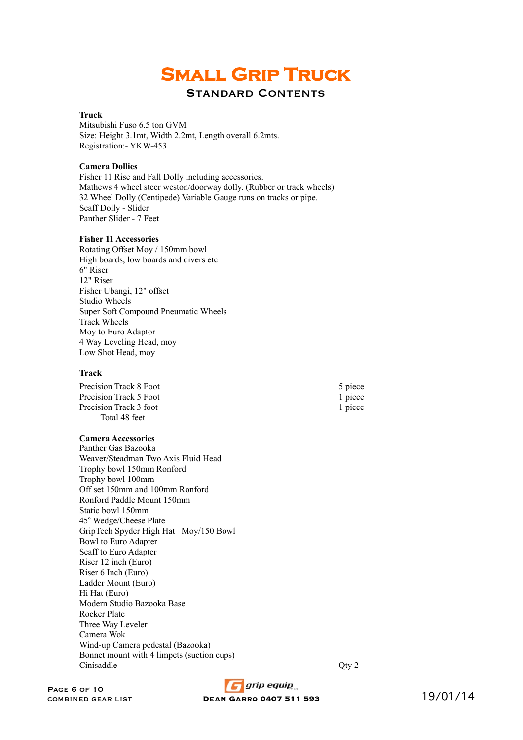# Small Grip Truck

## Standard Contents

**Truck**
Mitsubishi Fuso 6.5 ton GVM
Size: Height 3.1mt, Width 2.2mt, Length overall 6.2mts.
Registration:- YKW-453

**Camera Dollies**
Fisher 11 Rise and Fall Dolly including accessories.
Mathews 4 wheel steer weston/doorway dolly. (Rubber or track wheels)
32 Wheel Dolly (Centipede) Variable Gauge runs on tracks or pipe.
Scaff Dolly - Slider
Panther Slider - 7 Feet

**Fisher 11 Accessories**
Rotating Offset Moy / 150mm bowl
High boards, low boards and divers etc
6" Riser
12" Riser
Fisher Ubangi, 12" offset
Studio Wheels
Super Soft Compound Pneumatic Wheels
Track Wheels
Moy to Euro Adaptor
4 Way Leveling Head, moy
Low Shot Head, moy

**Track**

| Item | Qty |
|---|---|
| Precision Track 8 Foot | 5 piece |
| Precision Track 5 Foot | 1 piece |
| Precision Track 3 foot | 1 piece |
| Total 48 feet | |

**Camera Accessories**
Panther Gas Bazooka
Weaver/Steadman Two Axis Fluid Head
Trophy bowl 150mm Ronford
Trophy bowl 100mm
Off set 150mm and 100mm Ronford
Ronford Paddle Mount 150mm
Static bowl 150mm
45° Wedge/Cheese Plate
GripTech Spyder High Hat Moy/150 Bowl
Bowl to Euro Adapter
Scaff to Euro Adapter
Riser 12 inch (Euro)
Riser 6 Inch (Euro)
Ladder Mount (Euro)
Hi Hat (Euro)
Modern Studio Bazooka Base
Rocker Plate
Three Way Leveler
Camera Wok
Wind-up Camera pedestal (Bazooka)
Bonnet mount with 4 limpets (suction cups)
Cinisaddle — Qty 2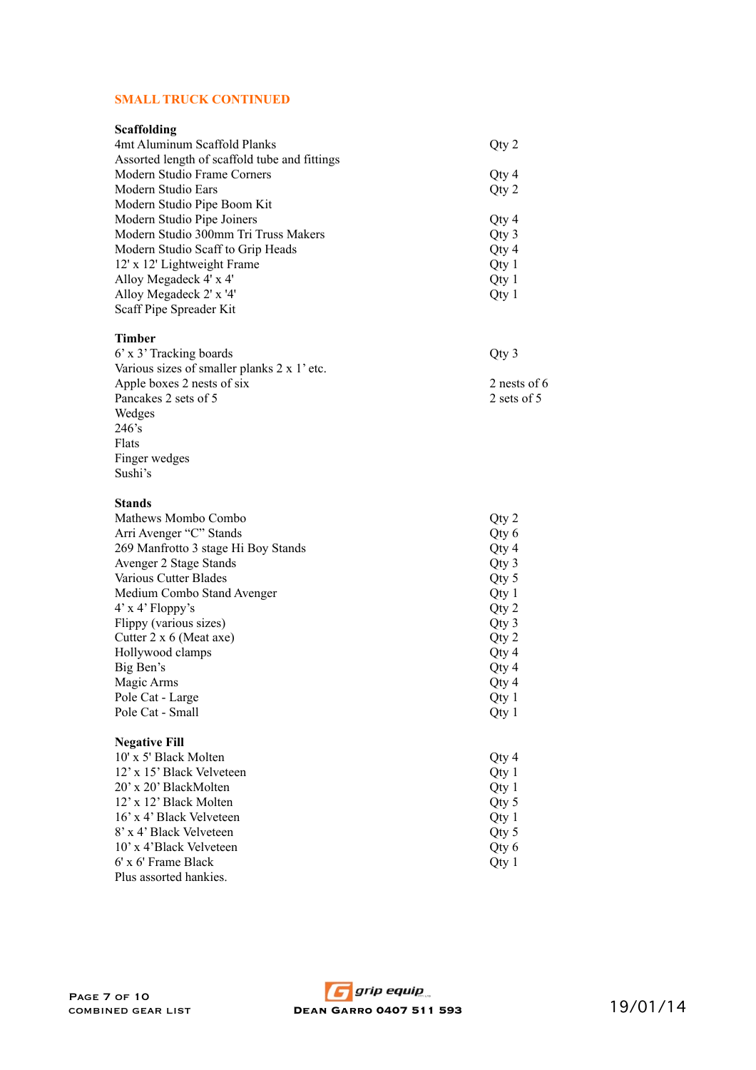## SMALL TRUCK CONTINUED

### Scaffolding

| Item | Qty |
|---|---|
| 4mt Aluminum Scaffold Planks | Qty 2 |
| Assorted length of scaffold tube and fittings | |
| Modern Studio Frame Corners | Qty 4 |
| Modern Studio Ears | Qty 2 |
| Modern Studio Pipe Boom Kit | |
| Modern Studio Pipe Joiners | Qty 4 |
| Modern Studio 300mm Tri Truss Makers | Qty 3 |
| Modern Studio Scaff to Grip Heads | Qty 4 |
| 12' x 12' Lightweight Frame | Qty 1 |
| Alloy Megadeck 4' x 4' | Qty 1 |
| Alloy Megadeck 2' x '4' | Qty 1 |
| Scaff Pipe Spreader Kit | |

### Timber

| Item | Qty |
|---|---|
| 6' x 3' Tracking boards | Qty 3 |
| Various sizes of smaller planks 2 x 1' etc. | |
| Apple boxes 2 nests of six | 2 nests of 6 |
| Pancakes 2 sets of 5 | 2 sets of 5 |
| Wedges | |
| 246's | |
| Flats | |
| Finger wedges | |
| Sushi's | |

### Stands

| Item | Qty |
|---|---|
| Mathews Mombo Combo | Qty 2 |
| Arri Avenger "C" Stands | Qty 6 |
| 269 Manfrotto 3 stage Hi Boy Stands | Qty 4 |
| Avenger 2 Stage Stands | Qty 3 |
| Various Cutter Blades | Qty 5 |
| Medium Combo Stand Avenger | Qty 1 |
| 4' x 4' Floppy's | Qty 2 |
| Flippy (various sizes) | Qty 3 |
| Cutter 2 x 6 (Meat axe) | Qty 2 |
| Hollywood clamps | Qty 4 |
| Big Ben's | Qty 4 |
| Magic Arms | Qty 4 |
| Pole Cat - Large | Qty 1 |
| Pole Cat - Small | Qty 1 |

### Negative Fill

| Item | Qty |
|---|---|
| 10' x 5' Black Molten | Qty 4 |
| 12' x 15' Black Velveteen | Qty 1 |
| 20' x 20' BlackMolten | Qty 1 |
| 12' x 12' Black Molten | Qty 5 |
| 16' x 4' Black Velveteen | Qty 1 |
| 8' x 4' Black Velveteen | Qty 5 |
| 10' x 4'Black Velveteen | Qty 6 |
| 6' x 6' Frame Black | Qty 1 |

Plus assorted hankies.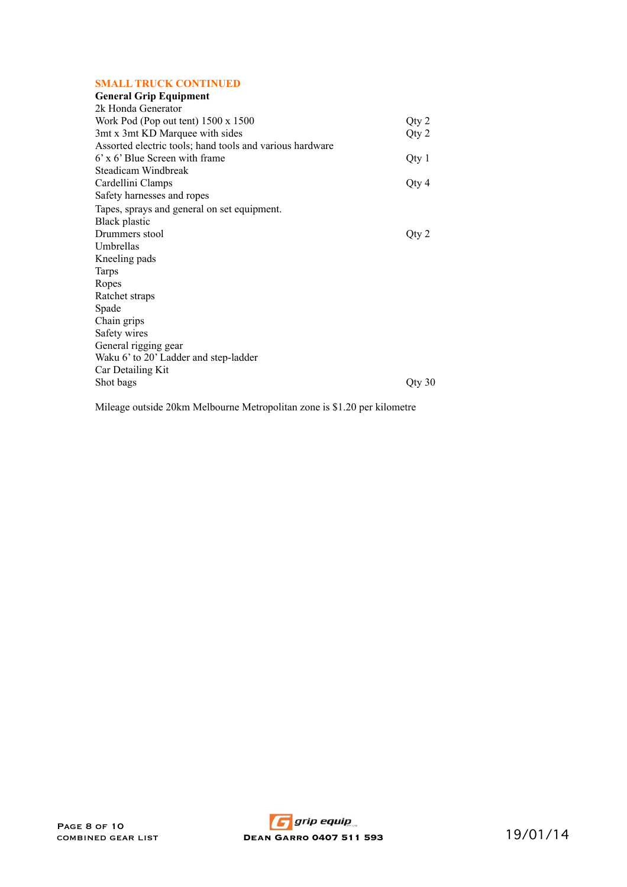## SMALL TRUCK CONTINUED

### General Grip Equipment

| Item | Qty |
|---|---|
| 2k Honda Generator | |
| Work Pod (Pop out tent) 1500 x 1500 | Qty 2 |
| 3mt x 3mt KD Marquee with sides | Qty 2 |
| Assorted electric tools; hand tools and various hardware | |
| 6' x 6' Blue Screen with frame | Qty 1 |
| Steadicam Windbreak | |
| Cardellini Clamps | Qty 4 |
| Safety harnesses and ropes | |
| Tapes, sprays and general on set equipment. | |
| Black plastic | |
| Drummers stool | Qty 2 |
| Umbrellas | |
| Kneeling pads | |
| Tarps | |
| Ropes | |
| Ratchet straps | |
| Spade | |
| Chain grips | |
| Safety wires | |
| General rigging gear | |
| Waku 6' to 20' Ladder and step-ladder | |
| Car Detailing Kit | |
| Shot bags | Qty 30 |

Mileage outside 20km Melbourne Metropolitan zone is $1.20 per kilometre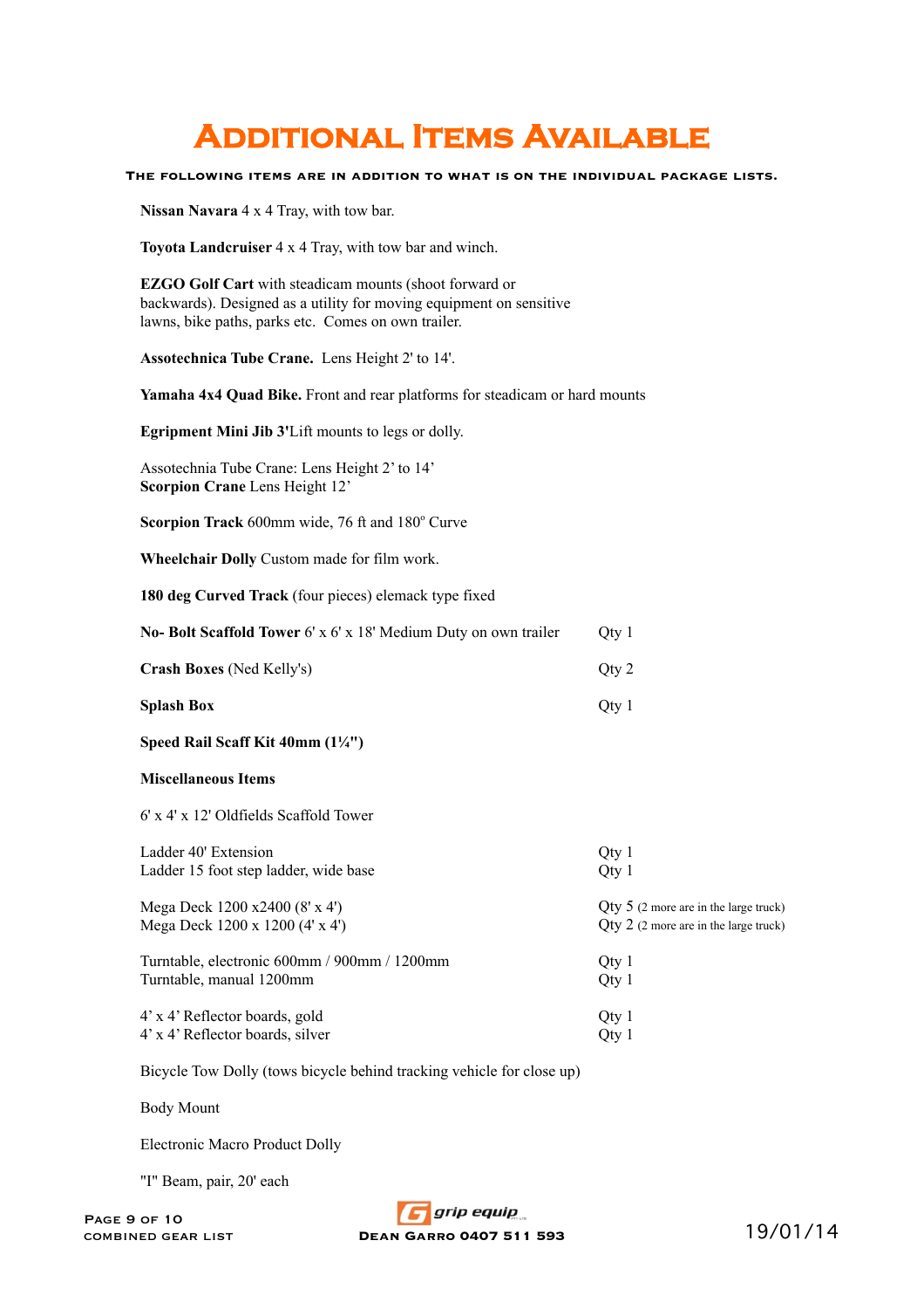# Additional Items Available

**The following items are in addition to what is on the individual package lists.**

**Nissan Navara** 4 x 4 Tray, with tow bar.

**Toyota Landcruiser** 4 x 4 Tray, with tow bar and winch.

**EZGO Golf Cart** with steadicam mounts (shoot forward or backwards). Designed as a utility for moving equipment on sensitive lawns, bike paths, parks etc. Comes on own trailer.

**Assotechnica Tube Crane.** Lens Height 2' to 14'.

**Yamaha 4x4 Quad Bike.** Front and rear platforms for steadicam or hard mounts

**Egripment Mini Jib 3'**Lift mounts to legs or dolly.

Assotechnia Tube Crane: Lens Height 2' to 14'
**Scorpion Crane** Lens Height 12'

**Scorpion Track** 600mm wide, 76 ft and 180° Curve

**Wheelchair Dolly** Custom made for film work.

**180 deg Curved Track** (four pieces) elemack type fixed

| Item | Qty |
|---|---|
| **No- Bolt Scaffold Tower** 6' x 6' x 18' Medium Duty on own trailer | Qty 1 |
| **Crash Boxes** (Ned Kelly's) | Qty 2 |
| **Splash Box** | Qty 1 |

**Speed Rail Scaff Kit 40mm (1¼")**

**Miscellaneous Items**

6' x 4' x 12' Oldfields Scaffold Tower

| Item | Qty |
|---|---|
| Ladder 40' Extension | Qty 1 |
| Ladder 15 foot step ladder, wide base | Qty 1 |
| Mega Deck 1200 x2400 (8' x 4') | Qty 5 (2 more are in the large truck) |
| Mega Deck 1200 x 1200 (4' x 4') | Qty 2 (2 more are in the large truck) |
| Turntable, electronic 600mm / 900mm / 1200mm | Qty 1 |
| Turntable, manual 1200mm | Qty 1 |
| 4' x 4' Reflector boards, gold | Qty 1 |
| 4' x 4' Reflector boards, silver | Qty 1 |

Bicycle Tow Dolly (tows bicycle behind tracking vehicle for close up)

Body Mount

Electronic Macro Product Dolly

"I" Beam, pair, 20' each

grip equip
Dean Garro 0407 511 593

19/01/14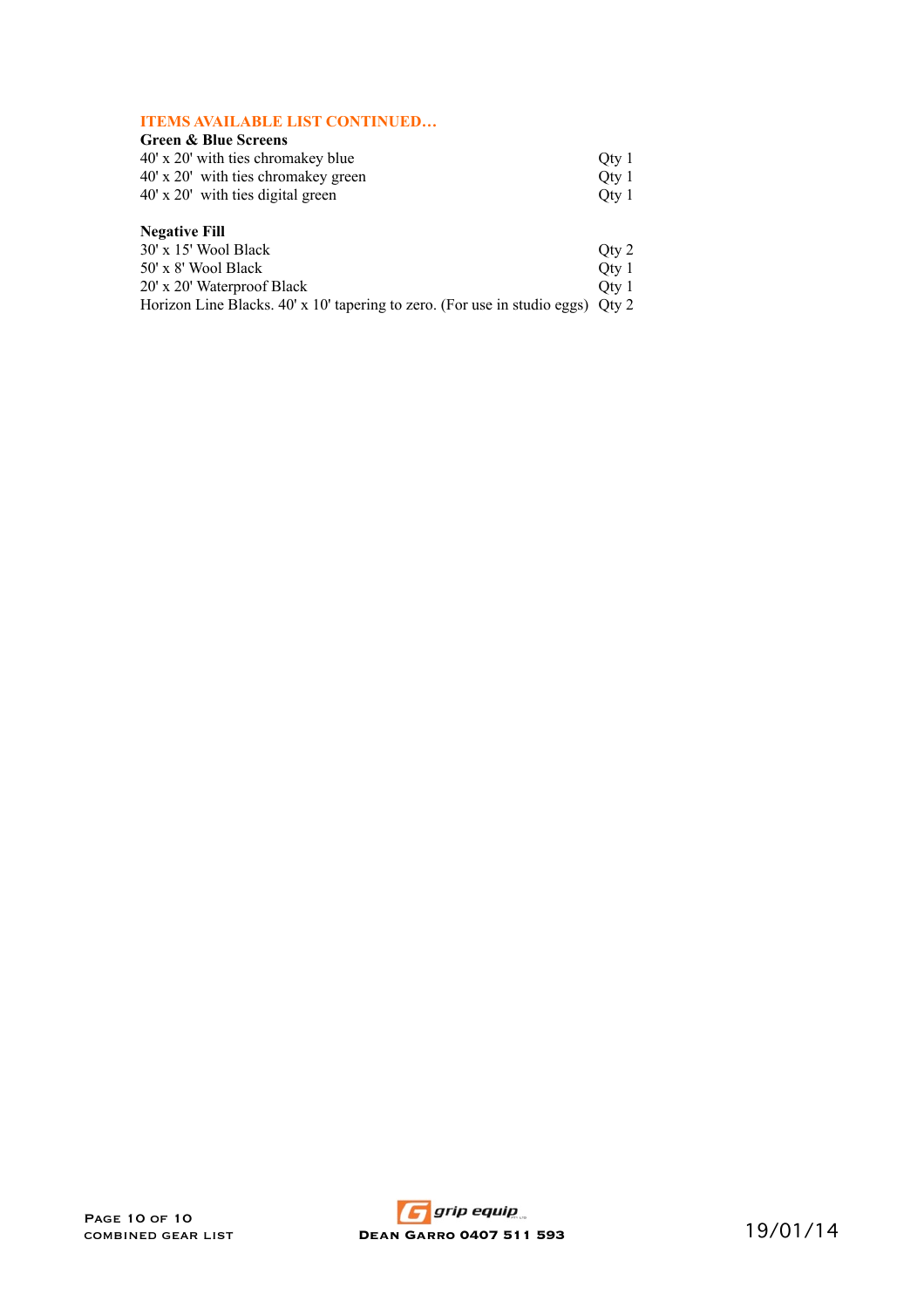## ITEMS AVAILABLE LIST CONTINUED…

### Green & Blue Screens

| | |
|---|---|
| 40' x 20' with ties chromakey blue | Qty 1 |
| 40' x 20' with ties chromakey green | Qty 1 |
| 40' x 20' with ties digital green | Qty 1 |

### Negative Fill

| | |
|---|---|
| 30' x 15' Wool Black | Qty 2 |
| 50' x 8' Wool Black | Qty 1 |
| 20' x 20' Waterproof Black | Qty 1 |
| Horizon Line Blacks. 40' x 10' tapering to zero. (For use in studio eggs) | Qty 2 |